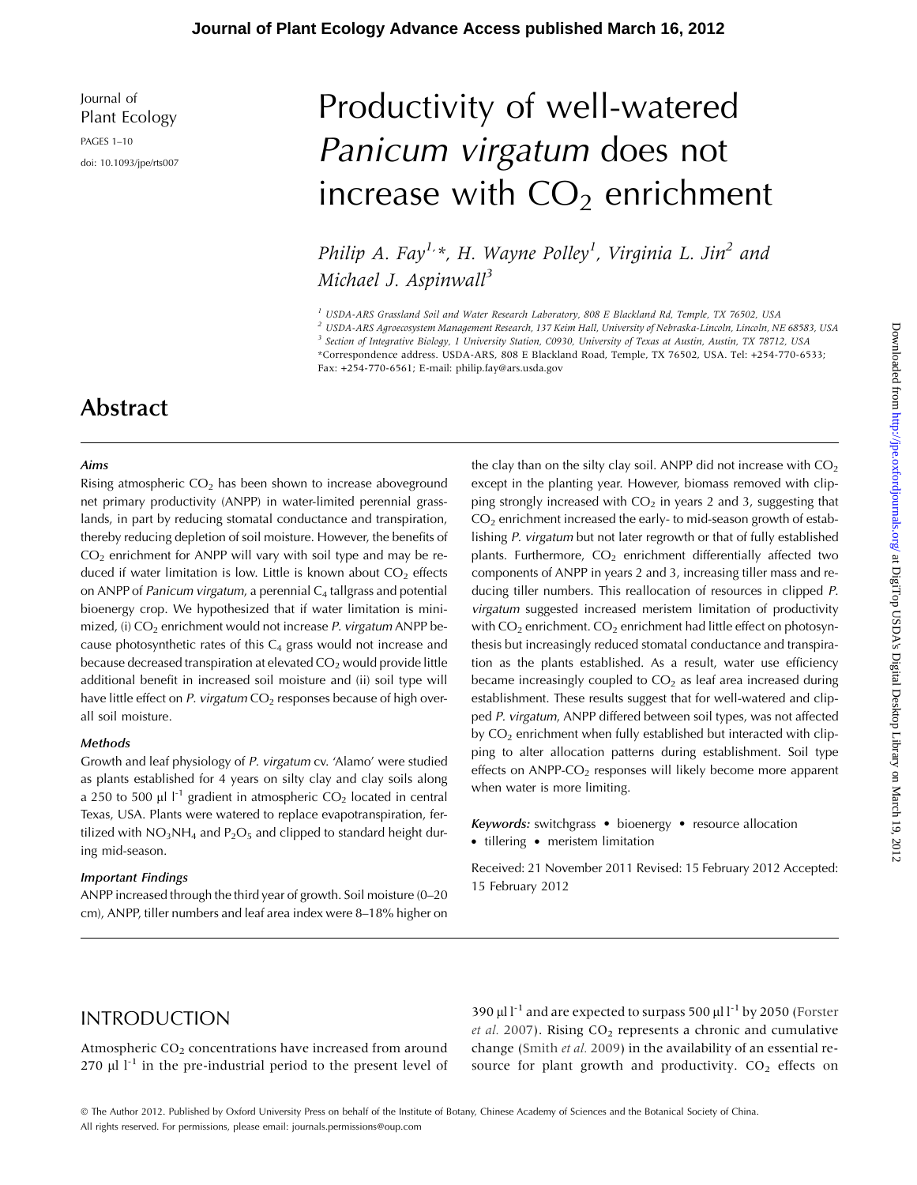Journal of Plant Ecology

doi: 10.1093/jpe/rts007

# Productivity of well-watered *Panicum virgatum* does not increase with $CO_2$ enrichment

*Philip A. Fay*[1,*], *H. Wayne Polley*[1], *Virginia L. Jin*[2] and *Michael J. Aspinwall*[3]

[1] USDA-ARS Grassland Soil and Water Research Laboratory, 808 E Blackland Rd, Temple, TX 76502, USA
[2] USDA-ARS Agroecosystem Management Research, 137 Keim Hall, University of Nebraska-Lincoln, Lincoln, NE 68583, USA
[3] Section of Integrative Biology, 1 University Station, C0930, University of Texas at Austin, Austin, TX 78712, USA
*Correspondence address. USDA-ARS, 808 E Blackland Road, Temple, TX 76502, USA. Tel: +254-770-6533; Fax: +254-770-6561; E-mail: philip.fay@ars.usda.gov

## Abstract

***Aims***

Rising atmospheric $CO_2$ has been shown to increase aboveground net primary productivity (ANPP) in water-limited perennial grasslands, in part by reducing stomatal conductance and transpiration, thereby reducing depletion of soil moisture. However, the benefits of $CO_2$ enrichment for ANPP will vary with soil type and may be reduced if water limitation is low. Little is known about $CO_2$ effects on ANPP of *Panicum virgatum*, a perennial $C_4$ tallgrass and potential bioenergy crop. We hypothesized that if water limitation is minimized, (i) $CO_2$ enrichment would not increase *P. virgatum* ANPP because photosynthetic rates of this $C_4$ grass would not increase and because decreased transpiration at elevated $CO_2$ would provide little additional benefit in increased soil moisture and (ii) soil type will have little effect on *P. virgatum* $CO_2$ responses because of high overall soil moisture.

***Methods***

Growth and leaf physiology of *P. virgatum* cv. 'Alamo' were studied as plants established for 4 years on silty clay and clay soils along a 250 to 500 μl $l^{-1}$ gradient in atmospheric $CO_2$ located in central Texas, USA. Plants were watered to replace evapotranspiration, fertilized with $NO_3NH_4$ and $P_2O_5$ and clipped to standard height during mid-season.

***Important Findings***

ANPP increased through the third year of growth. Soil moisture (0–20 cm), ANPP, tiller numbers and leaf area index were 8–18% higher on the clay than on the silty clay soil. ANPP did not increase with $CO_2$ except in the planting year. However, biomass removed with clipping strongly increased with $CO_2$ in years 2 and 3, suggesting that $CO_2$ enrichment increased the early- to mid-season growth of establishing *P. virgatum* but not later regrowth or that of fully established plants. Furthermore, $CO_2$ enrichment differentially affected two components of ANPP in years 2 and 3, increasing tiller mass and reducing tiller numbers. This reallocation of resources in clipped *P. virgatum* suggested increased meristem limitation of productivity with $CO_2$ enrichment. $CO_2$ enrichment had little effect on photosynthesis but increasingly reduced stomatal conductance and transpiration as the plants established. As a result, water use efficiency became increasingly coupled to $CO_2$ as leaf area increased during establishment. These results suggest that for well-watered and clipped *P. virgatum*, ANPP differed between soil types, was not affected by $CO_2$ enrichment when fully established but interacted with clipping to alter allocation patterns during establishment. Soil type effects on ANPP-$CO_2$ responses will likely become more apparent when water is more limiting.

***Keywords:*** switchgrass • bioenergy • resource allocation • tillering • meristem limitation

Received: 21 November 2011 Revised: 15 February 2012 Accepted: 15 February 2012

## INTRODUCTION

Atmospheric $CO_2$ concentrations have increased from around 270 μl $l^{-1}$ in the pre-industrial period to the present level of 390 μl $l^{-1}$ and are expected to surpass 500 μl $l^{-1}$ by 2050 (Forster *et al.* 2007). Rising $CO_2$ represents a chronic and cumulative change (Smith *et al.* 2009) in the availability of an essential resource for plant growth and productivity. $CO_2$ effects on

© The Author 2012. Published by Oxford University Press on behalf of the Institute of Botany, Chinese Academy of Sciences and the Botanical Society of China. All rights reserved. For permissions, please email: journals.permissions@oup.com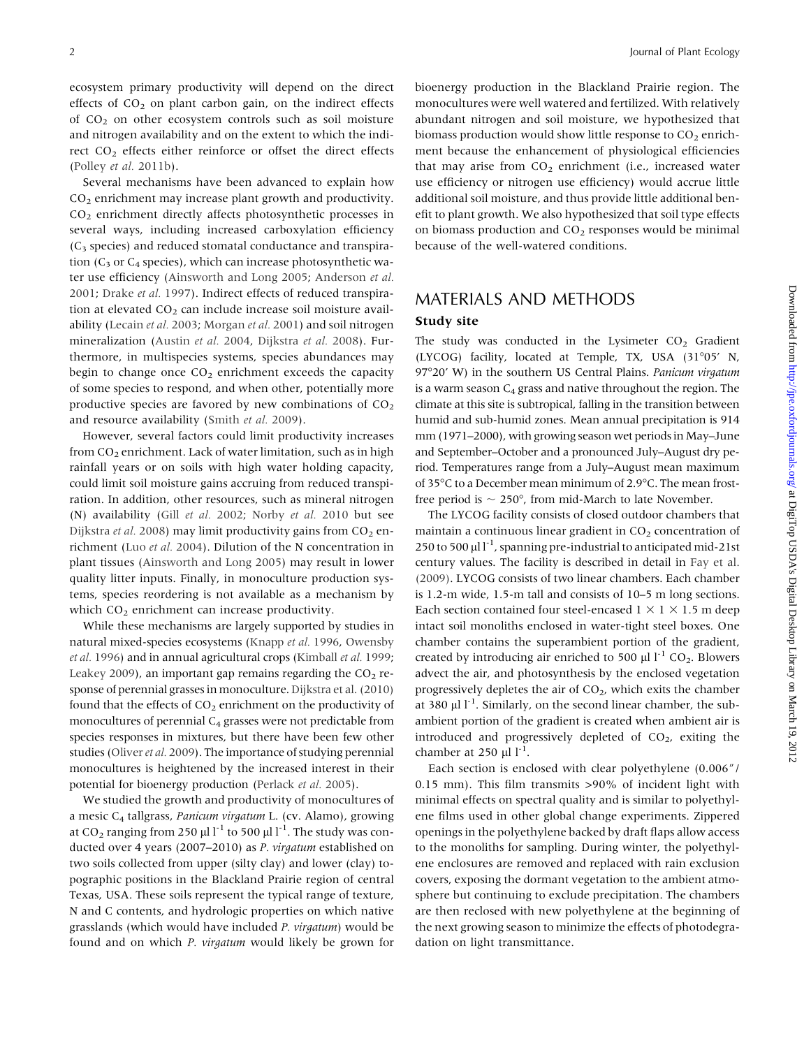ecosystem primary productivity will depend on the direct effects of $CO_2$ on plant carbon gain, on the indirect effects of $CO_2$ on other ecosystem controls such as soil moisture and nitrogen availability and on the extent to which the indirect $CO_2$ effects either reinforce or offset the direct effects (Polley *et al.* 2011b).

Several mechanisms have been advanced to explain how $CO_2$ enrichment may increase plant growth and productivity. $CO_2$ enrichment directly affects photosynthetic processes in several ways, including increased carboxylation efficiency ($C_3$ species) and reduced stomatal conductance and transpiration ($C_3$ or $C_4$ species), which can increase photosynthetic water use efficiency (Ainsworth and Long 2005; Anderson *et al.* 2001; Drake *et al.* 1997). Indirect effects of reduced transpiration at elevated $CO_2$ can include increase soil moisture availability (Lecain *et al.* 2003; Morgan *et al.* 2001) and soil nitrogen mineralization (Austin *et al.* 2004, Dijkstra *et al.* 2008). Furthermore, in multispecies systems, species abundances may begin to change once $CO_2$ enrichment exceeds the capacity of some species to respond, and when other, potentially more productive species are favored by new combinations of $CO_2$ and resource availability (Smith *et al.* 2009).

However, several factors could limit productivity increases from $CO_2$ enrichment. Lack of water limitation, such as in high rainfall years or on soils with high water holding capacity, could limit soil moisture gains accruing from reduced transpiration. In addition, other resources, such as mineral nitrogen (N) availability (Gill *et al.* 2002; Norby *et al.* 2010 but see Dijkstra *et al.* 2008) may limit productivity gains from $CO_2$ enrichment (Luo *et al.* 2004). Dilution of the N concentration in plant tissues (Ainsworth and Long 2005) may result in lower quality litter inputs. Finally, in monoculture production systems, species reordering is not available as a mechanism by which $CO_2$ enrichment can increase productivity.

While these mechanisms are largely supported by studies in natural mixed-species ecosystems (Knapp *et al.* 1996, Owensby *et al.* 1996) and in annual agricultural crops (Kimball *et al.* 1999; Leakey 2009), an important gap remains regarding the $CO_2$ response of perennial grasses in monoculture. Dijkstra et al. (2010) found that the effects of $CO_2$ enrichment on the productivity of monocultures of perennial $C_4$ grasses were not predictable from species responses in mixtures, but there have been few other studies (Oliver *et al.* 2009). The importance of studying perennial monocultures is heightened by the increased interest in their potential for bioenergy production (Perlack *et al.* 2005).

We studied the growth and productivity of monocultures of a mesic $C_4$ tallgrass, *Panicum virgatum* L. (cv. Alamo), growing at $CO_2$ ranging from 250 μl $l^{-1}$ to 500 μl $l^{-1}$. The study was conducted over 4 years (2007–2010) as *P. virgatum* established on two soils collected from upper (silty clay) and lower (clay) topographic positions in the Blackland Prairie region of central Texas, USA. These soils represent the typical range of texture, N and C contents, and hydrologic properties on which native grasslands (which would have included *P. virgatum*) would be found and on which *P. virgatum* would likely be grown for bioenergy production in the Blackland Prairie region. The monocultures were well watered and fertilized. With relatively abundant nitrogen and soil moisture, we hypothesized that biomass production would show little response to $CO_2$ enrichment because the enhancement of physiological efficiencies that may arise from $CO_2$ enrichment (i.e., increased water use efficiency or nitrogen use efficiency) would accrue little additional soil moisture, and thus provide little additional benefit to plant growth. We also hypothesized that soil type effects on biomass production and $CO_2$ responses would be minimal because of the well-watered conditions.

## MATERIALS AND METHODS

### Study site

The study was conducted in the Lysimeter $CO_2$ Gradient (LYCOG) facility, located at Temple, TX, USA (31°05′ N, 97°20′ W) in the southern US Central Plains. *Panicum virgatum* is a warm season $C_4$ grass and native throughout the region. The climate at this site is subtropical, falling in the transition between humid and sub-humid zones. Mean annual precipitation is 914 mm (1971–2000), with growing season wet periods in May–June and September–October and a pronounced July–August dry period. Temperatures range from a July–August mean maximum of 35°C to a December mean minimum of 2.9°C. The mean frost-free period is ~ 250°, from mid-March to late November.

The LYCOG facility consists of closed outdoor chambers that maintain a continuous linear gradient in $CO_2$ concentration of 250 to 500 μl $l^{-1}$, spanning pre-industrial to anticipated mid-21st century values. The facility is described in detail in Fay et al. (2009). LYCOG consists of two linear chambers. Each chamber is 1.2-m wide, 1.5-m tall and consists of 10–5 m long sections. Each section contained four steel-encased 1 × 1 × 1.5 m deep intact soil monoliths enclosed in water-tight steel boxes. One chamber contains the superambient portion of the gradient, created by introducing air enriched to 500 μl $l^{-1}$ $CO_2$. Blowers advect the air, and photosynthesis by the enclosed vegetation progressively depletes the air of $CO_2$, which exits the chamber at 380 μl $l^{-1}$. Similarly, on the second linear chamber, the subambient portion of the gradient is created when ambient air is introduced and progressively depleted of $CO_2$, exiting the chamber at 250 μl $l^{-1}$.

Each section is enclosed with clear polyethylene (0.006″/ 0.15 mm). This film transmits >90% of incident light with minimal effects on spectral quality and is similar to polyethylene films used in other global change experiments. Zippered openings in the polyethylene backed by draft flaps allow access to the monoliths for sampling. During winter, the polyethylene enclosures are removed and replaced with rain exclusion covers, exposing the dormant vegetation to the ambient atmosphere but continuing to exclude precipitation. The chambers are then reclosed with new polyethylene at the beginning of the next growing season to minimize the effects of photodegradation on light transmittance.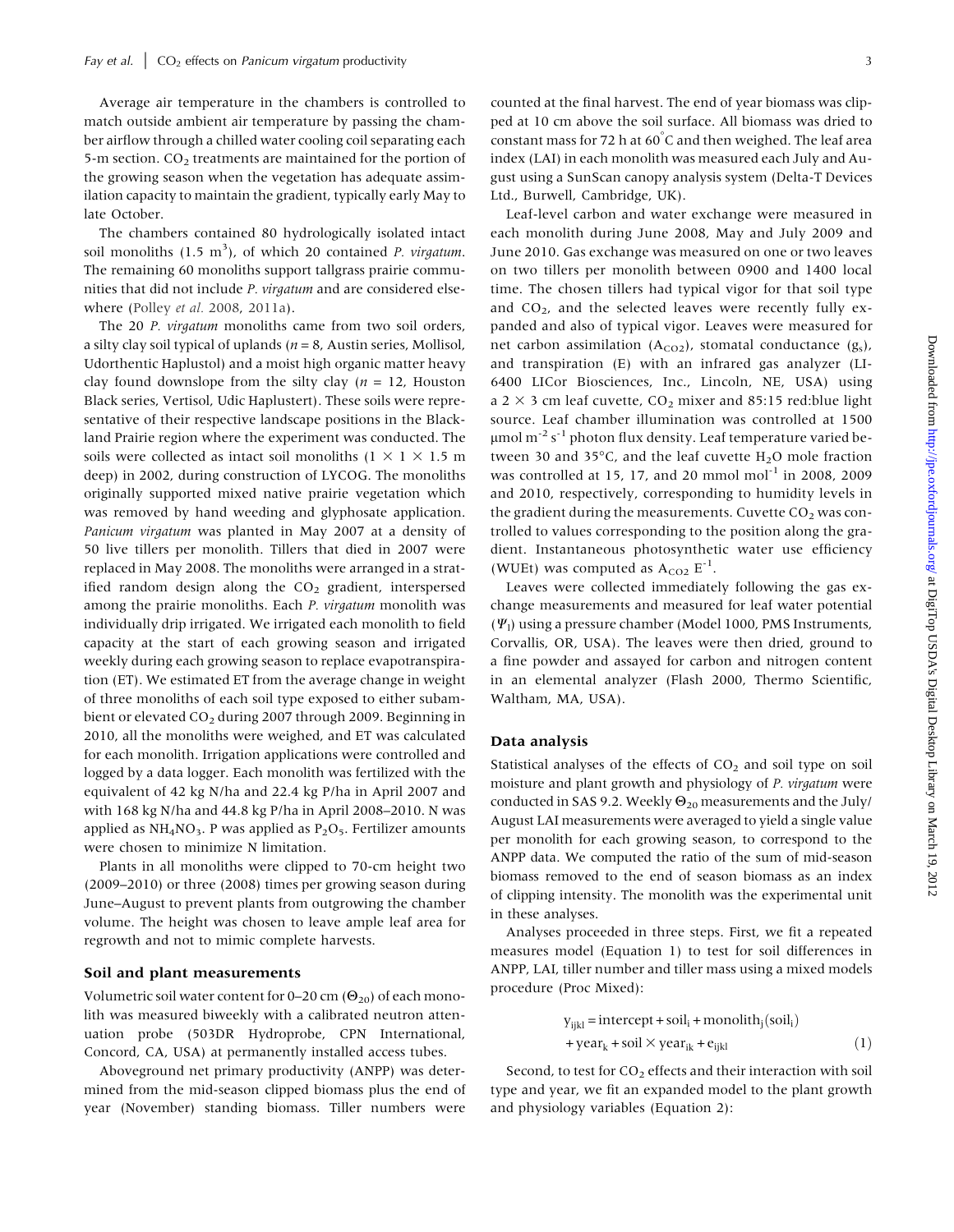Average air temperature in the chambers is controlled to match outside ambient air temperature by passing the chamber airflow through a chilled water cooling coil separating each 5-m section. $CO_2$ treatments are maintained for the portion of the growing season when the vegetation has adequate assimilation capacity to maintain the gradient, typically early May to late October.

The chambers contained 80 hydrologically isolated intact soil monoliths (1.5 $m^3$), of which 20 contained *P. virgatum*. The remaining 60 monoliths support tallgrass prairie communities that did not include *P. virgatum* and are considered elsewhere (Polley *et al.* 2008, 2011a).

The 20 *P. virgatum* monoliths came from two soil orders, a silty clay soil typical of uplands ($n$ = 8, Austin series, Mollisol, Udorthentic Haplustol) and a moist high organic matter heavy clay found downslope from the silty clay ($n$ = 12, Houston Black series, Vertisol, Udic Haplustert). These soils were representative of their respective landscape positions in the Blackland Prairie region where the experiment was conducted. The soils were collected as intact soil monoliths (1 × 1 × 1.5 m deep) in 2002, during construction of LYCOG. The monoliths originally supported mixed native prairie vegetation which was removed by hand weeding and glyphosate application. *Panicum virgatum* was planted in May 2007 at a density of 50 live tillers per monolith. Tillers that died in 2007 were replaced in May 2008. The monoliths were arranged in a stratified random design along the $CO_2$ gradient, interspersed among the prairie monoliths. Each *P. virgatum* monolith was individually drip irrigated. We irrigated each monolith to field capacity at the start of each growing season and irrigated weekly during each growing season to replace evapotranspiration (ET). We estimated ET from the average change in weight of three monoliths of each soil type exposed to either subambient or elevated $CO_2$ during 2007 through 2009. Beginning in 2010, all the monoliths were weighed, and ET was calculated for each monolith. Irrigation applications were controlled and logged by a data logger. Each monolith was fertilized with the equivalent of 42 kg N/ha and 22.4 kg P/ha in April 2007 and with 168 kg N/ha and 44.8 kg P/ha in April 2008–2010. N was applied as $NH_4NO_3$. P was applied as $P_2O_5$. Fertilizer amounts were chosen to minimize N limitation.

Plants in all monoliths were clipped to 70-cm height two (2009–2010) or three (2008) times per growing season during June–August to prevent plants from outgrowing the chamber volume. The height was chosen to leave ample leaf area for regrowth and not to mimic complete harvests.

### Soil and plant measurements

Volumetric soil water content for 0–20 cm ($\Theta_{20}$) of each monolith was measured biweekly with a calibrated neutron attenuation probe (503DR Hydroprobe, CPN International, Concord, CA, USA) at permanently installed access tubes.

Aboveground net primary productivity (ANPP) was determined from the mid-season clipped biomass plus the end of year (November) standing biomass. Tiller numbers were counted at the final harvest. The end of year biomass was clipped at 10 cm above the soil surface. All biomass was dried to constant mass for 72 h at 60°C and then weighed. The leaf area index (LAI) in each monolith was measured each July and August using a SunScan canopy analysis system (Delta-T Devices Ltd., Burwell, Cambridge, UK).

Leaf-level carbon and water exchange were measured in each monolith during June 2008, May and July 2009 and June 2010. Gas exchange was measured on one or two leaves on two tillers per monolith between 0900 and 1400 local time. The chosen tillers had typical vigor for that soil type and $CO_2$, and the selected leaves were recently fully expanded and also of typical vigor. Leaves were measured for net carbon assimilation ($A_{CO2}$), stomatal conductance ($g_s$), and transpiration (E) with an infrared gas analyzer (LI-6400 LICor Biosciences, Inc., Lincoln, NE, USA) using a 2 × 3 cm leaf cuvette, $CO_2$ mixer and 85:15 red:blue light source. Leaf chamber illumination was controlled at 1500 μmol $m^{-2}$ $s^{-1}$ photon flux density. Leaf temperature varied between 30 and 35°C, and the leaf cuvette $H_2O$ mole fraction was controlled at 15, 17, and 20 mmol $mol^{-1}$ in 2008, 2009 and 2010, respectively, corresponding to humidity levels in the gradient during the measurements. Cuvette $CO_2$ was controlled to values corresponding to the position along the gradient. Instantaneous photosynthetic water use efficiency (WUEt) was computed as $A_{CO2}$ $E^{-1}$.

Leaves were collected immediately following the gas exchange measurements and measured for leaf water potential ($\Psi_l$) using a pressure chamber (Model 1000, PMS Instruments, Corvallis, OR, USA). The leaves were then dried, ground to a fine powder and assayed for carbon and nitrogen content in an elemental analyzer (Flash 2000, Thermo Scientific, Waltham, MA, USA).

### Data analysis

Statistical analyses of the effects of $CO_2$ and soil type on soil moisture and plant growth and physiology of *P. virgatum* were conducted in SAS 9.2. Weekly $\Theta_{20}$ measurements and the July/August LAI measurements were averaged to yield a single value per monolith for each growing season, to correspond to the ANPP data. We computed the ratio of the sum of mid-season biomass removed to the end of season biomass as an index of clipping intensity. The monolith was the experimental unit in these analyses.

Analyses proceeded in three steps. First, we fit a repeated measures model (Equation 1) to test for soil differences in ANPP, LAI, tiller number and tiller mass using a mixed models procedure (Proc Mixed):

$$y_{ijkl} = \text{intercept} + \text{soil}_i + \text{monolith}_j(\text{soil}_i) + \text{year}_k + \text{soil} \times \text{year}_{ik} + e_{ijkl} \tag{1}$$

Second, to test for $CO_2$ effects and their interaction with soil type and year, we fit an expanded model to the plant growth and physiology variables (Equation 2):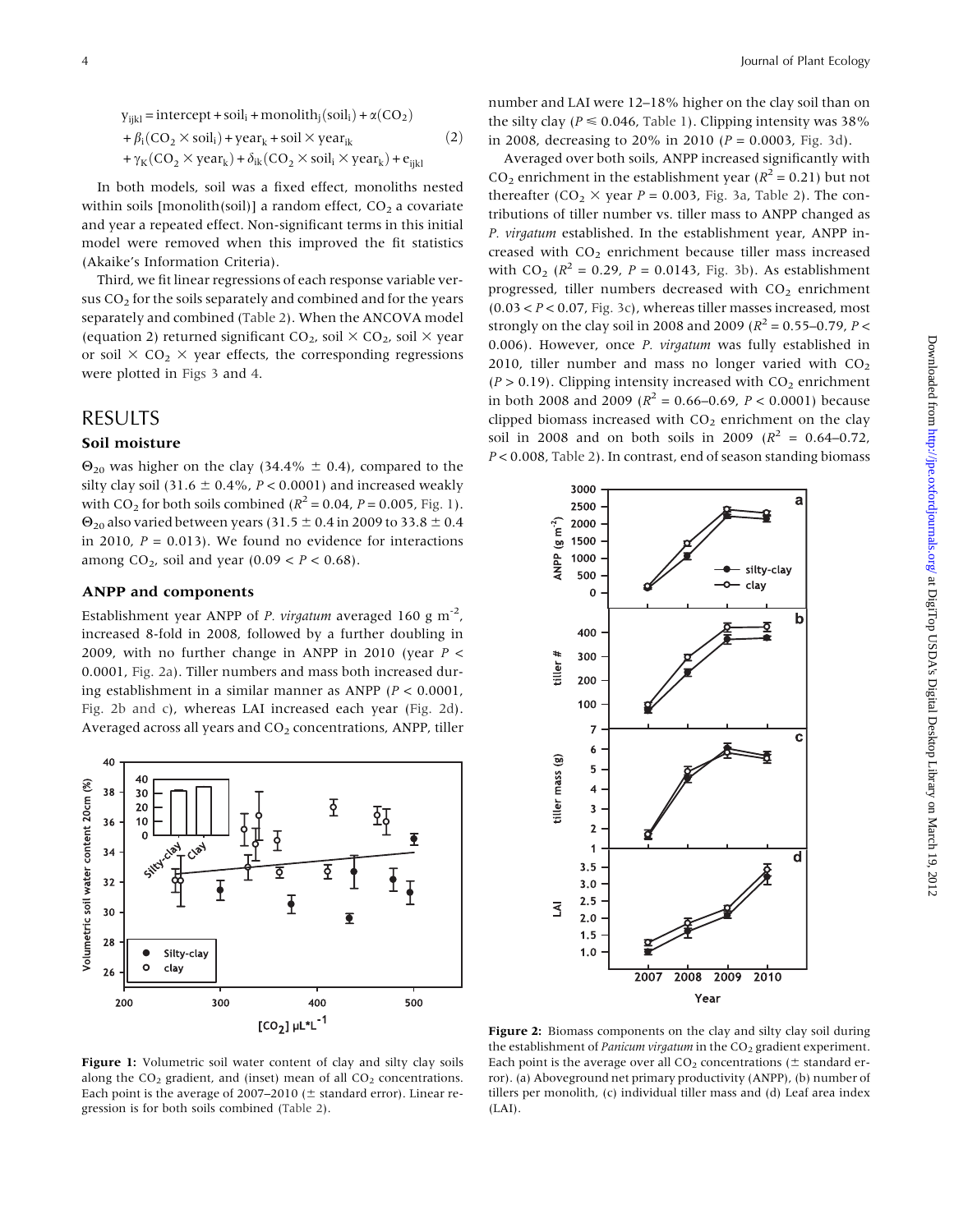$$
\begin{aligned}
y_{ijkl} &= \text{intercept} + \text{soil}_i + \text{monolith}_j(\text{soil}_i) + \alpha(\text{CO}_2) \\
&+ \beta_i(\text{CO}_2 \times \text{soil}_i) + \text{year}_k + \text{soil} \times \text{year}_{ik} \\
&+ \gamma_K(\text{CO}_2 \times \text{year}_k) + \delta_{ik}(\text{CO}_2 \times \text{soil}_i \times \text{year}_k) + e_{ijkl}
\end{aligned} \tag{2}
$$

In both models, soil was a fixed effect, monoliths nested within soils [monolith(soil)] a random effect, $CO_2$ a covariate and year a repeated effect. Non-significant terms in this initial model were removed when this improved the fit statistics (Akaike's Information Criteria).

Third, we fit linear regressions of each response variable versus $CO_2$ for the soils separately and combined and for the years separately and combined (Table 2). When the ANCOVA model (equation 2) returned significant $CO_2$, soil × $CO_2$, soil × year or soil × $CO_2$ × year effects, the corresponding regressions were plotted in Figs 3 and 4.

## RESULTS

### Soil moisture

$\Theta_{20}$ was higher on the clay (34.4% ± 0.4), compared to the silty clay soil (31.6 ± 0.4%, $P < 0.0001$) and increased weakly with $CO_2$ for both soils combined ($R^2 = 0.04$, $P = 0.005$, Fig. 1). $\Theta_{20}$ also varied between years (31.5 ± 0.4 in 2009 to 33.8 ± 0.4 in 2010, $P = 0.013$). We found no evidence for interactions among $CO_2$, soil and year ($0.09 < P < 0.68$).

### ANPP and components

Establishment year ANPP of *P. virgatum* averaged 160 g m$^{-2}$, increased 8-fold in 2008, followed by a further doubling in 2009, with no further change in ANPP in 2010 (year $P < 0.0001$, Fig. 2a). Tiller numbers and mass both increased during establishment in a similar manner as ANPP ($P < 0.0001$, Fig. 2b and c), whereas LAI increased each year (Fig. 2d). Averaged across all years and $CO_2$ concentrations, ANPP, tiller number and LAI were 12–18% higher on the clay soil than on the silty clay ($P \leq 0.046$, Table 1). Clipping intensity was 38% in 2008, decreasing to 20% in 2010 ($P = 0.0003$, Fig. 3d).

Averaged over both soils, ANPP increased significantly with $CO_2$ enrichment in the establishment year ($R^2 = 0.21$) but not thereafter ($CO_2$ × year $P = 0.003$, Fig. 3a, Table 2). The contributions of tiller number vs. tiller mass to ANPP changed as *P. virgatum* established. In the establishment year, ANPP increased with $CO_2$ enrichment because tiller mass increased with $CO_2$ ($R^2 = 0.29$, $P = 0.0143$, Fig. 3b). As establishment progressed, tiller numbers decreased with $CO_2$ enrichment ($0.03 < P < 0.07$, Fig. 3c), whereas tiller masses increased, most strongly on the clay soil in 2008 and 2009 ($R^2 = 0.55$–$0.79$, $P < 0.006$). However, once *P. virgatum* was fully established in 2010, tiller number and mass no longer varied with $CO_2$ ($P > 0.19$). Clipping intensity increased with $CO_2$ enrichment in both 2008 and 2009 ($R^2 = 0.66$–$0.69$, $P < 0.0001$) because clipped biomass increased with $CO_2$ enrichment on the clay soil in 2008 and on both soils in 2009 ($R^2 = 0.64$–$0.72$, $P < 0.008$, Table 2). In contrast, end of season standing biomass

**Figure 1:** Volumetric soil water content of clay and silty clay soils along the $CO_2$ gradient, and (inset) mean of all $CO_2$ concentrations. Each point is the average of 2007–2010 (± standard error). Linear regression is for both soils combined (Table 2).

**Figure 2:** Biomass components on the clay and silty clay soil during the establishment of *Panicum virgatum* in the $CO_2$ gradient experiment. Each point is the average over all $CO_2$ concentrations (± standard error). (a) Aboveground net primary productivity (ANPP), (b) number of tillers per monolith, (c) individual tiller mass and (d) Leaf area index (LAI).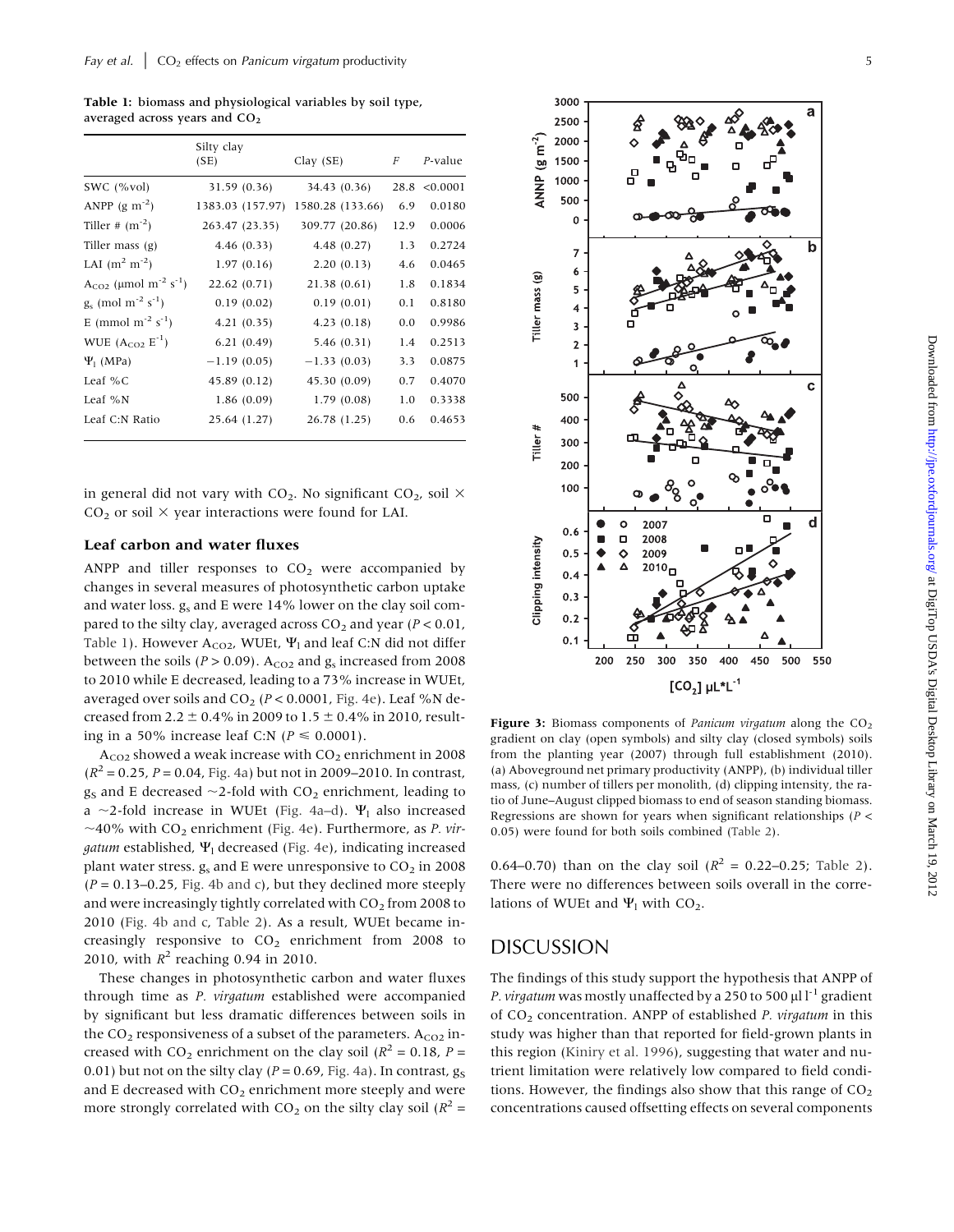**Table 1:** biomass and physiological variables by soil type, averaged across years and $CO_2$

| | Silty clay (SE) | Clay (SE) | $F$ | $P$-value |
|---|---|---|---|---|
| SWC (%vol) | 31.59 (0.36) | 34.43 (0.36) | 28.8 | <0.0001 |
| ANPP (g $m^{-2}$) | 1383.03 (157.97) | 1580.28 (133.66) | 6.9 | 0.0180 |
| Tiller # ($m^{-2}$) | 263.47 (23.35) | 309.77 (20.86) | 12.9 | 0.0006 |
| Tiller mass (g) | 4.46 (0.33) | 4.48 (0.27) | 1.3 | 0.2724 |
| LAI ($m^2$ $m^{-2}$) | 1.97 (0.16) | 2.20 (0.13) | 4.6 | 0.0465 |
| $A_{CO2}$ (μmol $m^{-2}$ $s^{-1}$) | 22.62 (0.71) | 21.38 (0.61) | 1.8 | 0.1834 |
| $g_s$ (mol $m^{-2}$ $s^{-1}$) | 0.19 (0.02) | 0.19 (0.01) | 0.1 | 0.8180 |
| E (mmol $m^{-2}$ $s^{-1}$) | 4.21 (0.35) | 4.23 (0.18) | 0.0 | 0.9986 |
| WUE ($A_{CO2}$ $E^{-1}$) | 6.21 (0.49) | 5.46 (0.31) | 1.4 | 0.2513 |
| $\Psi_l$ (MPa) | −1.19 (0.05) | −1.33 (0.03) | 3.3 | 0.0875 |
| Leaf %C | 45.89 (0.12) | 45.30 (0.09) | 0.7 | 0.4070 |
| Leaf %N | 1.86 (0.09) | 1.79 (0.08) | 1.0 | 0.3338 |
| Leaf C:N Ratio | 25.64 (1.27) | 26.78 (1.25) | 0.6 | 0.4653 |

in general did not vary with $CO_2$. No significant $CO_2$, soil × $CO_2$ or soil × year interactions were found for LAI.

### Leaf carbon and water fluxes

ANPP and tiller responses to $CO_2$ were accompanied by changes in several measures of photosynthetic carbon uptake and water loss. $g_s$ and E were 14% lower on the clay soil compared to the silty clay, averaged across $CO_2$ and year ($P < 0.01$, Table 1). However $A_{CO2}$, WUEt, $\Psi_l$ and leaf C:N did not differ between the soils ($P > 0.09$). $A_{CO2}$ and $g_s$ increased from 2008 to 2010 while E decreased, leading to a 73% increase in WUEt, averaged over soils and $CO_2$ ($P < 0.0001$, Fig. 4e). Leaf %N decreased from 2.2 ± 0.4% in 2009 to 1.5 ± 0.4% in 2010, resulting in a 50% increase leaf C:N ($P \leqslant 0.0001$).

$A_{CO2}$ showed a weak increase with $CO_2$ enrichment in 2008 ($R^2 = 0.25$, $P = 0.04$, Fig. 4a) but not in 2009–2010. In contrast, $g_S$ and E decreased ~2-fold with $CO_2$ enrichment, leading to a ~2-fold increase in WUEt (Fig. 4a–d). $\Psi_l$ also increased ~40% with $CO_2$ enrichment (Fig. 4e). Furthermore, as *P. virgatum* established, $\Psi_l$ decreased (Fig. 4e), indicating increased plant water stress. $g_s$ and E were unresponsive to $CO_2$ in 2008 ($P = 0.13$–$0.25$, Fig. 4b and c), but they declined more steeply and were increasingly tightly correlated with $CO_2$ from 2008 to 2010 (Fig. 4b and c, Table 2). As a result, WUEt became increasingly responsive to $CO_2$ enrichment from 2008 to 2010, with $R^2$ reaching 0.94 in 2010.

These changes in photosynthetic carbon and water fluxes through time as *P. virgatum* established were accompanied by significant but less dramatic differences between soils in the $CO_2$ responsiveness of a subset of the parameters. $A_{CO2}$ increased with $CO_2$ enrichment on the clay soil ($R^2 = 0.18$, $P = 0.01$) but not on the silty clay ($P = 0.69$, Fig. 4a). In contrast, $g_S$ and E decreased with $CO_2$ enrichment more steeply and were more strongly correlated with $CO_2$ on the silty clay soil ($R^2 = 0.64$–$0.70$) than on the clay soil ($R^2 = 0.22$–$0.25$; Table 2). There were no differences between soils overall in the correlations of WUEt and $\Psi_l$ with $CO_2$.

**Figure 3:** Biomass components of *Panicum virgatum* along the $CO_2$ gradient on clay (open symbols) and silty clay (closed symbols) soils from the planting year (2007) through full establishment (2010). (a) Aboveground net primary productivity (ANPP), (b) individual tiller mass, (c) number of tillers per monolith, (d) clipping intensity, the ratio of June–August clipped biomass to end of season standing biomass. Regressions are shown for years when significant relationships ($P < 0.05$) were found for both soils combined (Table 2).

## DISCUSSION

The findings of this study support the hypothesis that ANPP of *P. virgatum* was mostly unaffected by a 250 to 500 μl $l^{-1}$ gradient of $CO_2$ concentration. ANPP of established *P. virgatum* in this study was higher than that reported for field-grown plants in this region (Kiniry et al. 1996), suggesting that water and nutrient limitation were relatively low compared to field conditions. However, the findings also show that this range of $CO_2$ concentrations caused offsetting effects on several components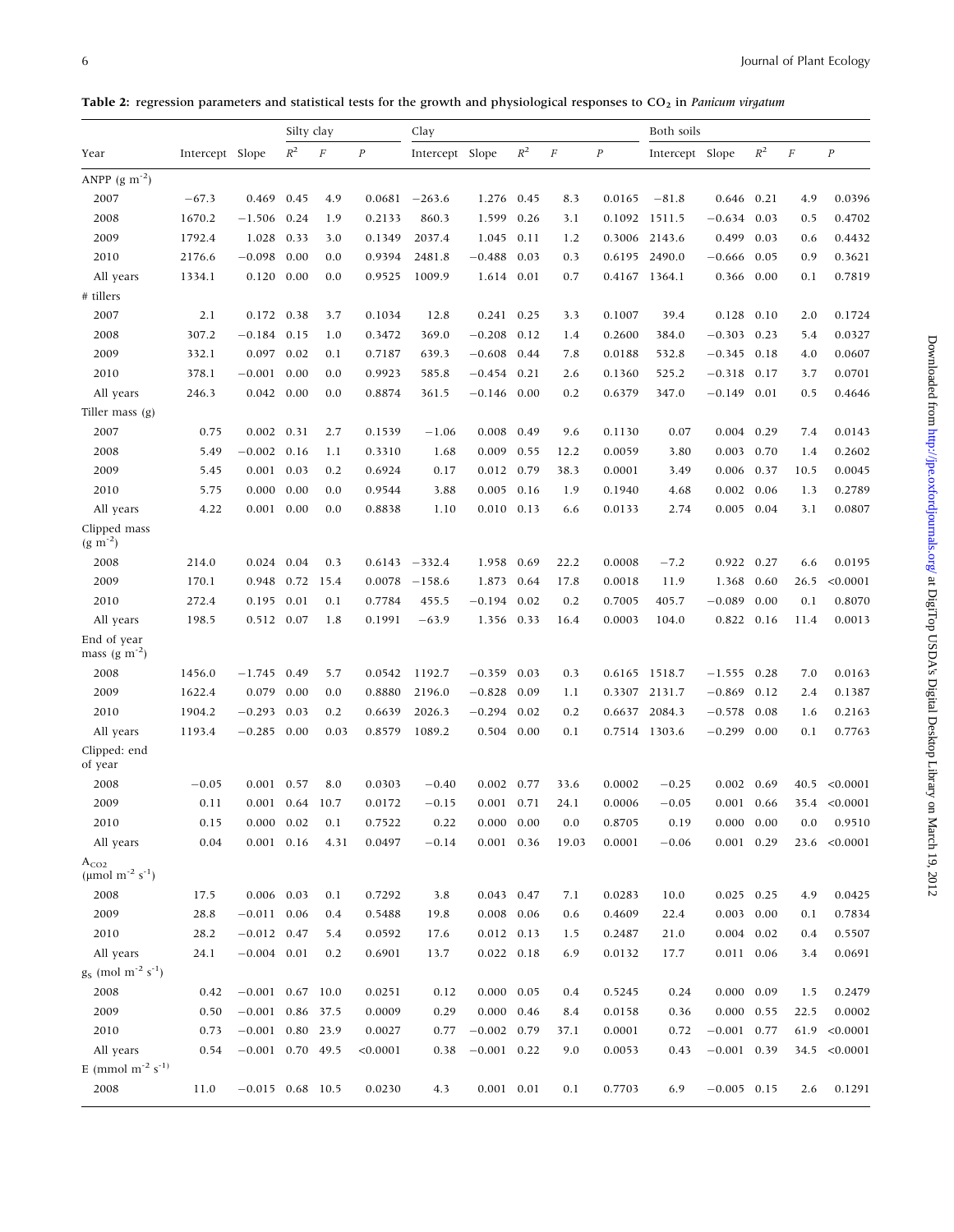**Table 2: regression parameters and statistical tests for the growth and physiological responses to $CO_2$ in *Panicum virgatum***

| Year | Silty clay | | | | | Clay | | | | | Both soils | | | | |
|---|---|---|---|---|---|---|---|---|---|---|---|---|---|---|---|
| | Intercept | Slope | $R^2$ | $F$ | $P$ | Intercept | Slope | $R^2$ | $F$ | $P$ | Intercept | Slope | $R^2$ | $F$ | $P$ |
| ANPP (g $m^{-2}$) | | | | | | | | | | | | | | | |
| 2007 | −67.3 | 0.469 | 0.45 | 4.9 | 0.0681 | −263.6 | 1.276 | 0.45 | 8.3 | 0.0165 | −81.8 | 0.646 | 0.21 | 4.9 | 0.0396 |
| 2008 | 1670.2 | −1.506 | 0.24 | 1.9 | 0.2133 | 860.3 | 1.599 | 0.26 | 3.1 | 0.1092 | 1511.5 | −0.634 | 0.03 | 0.5 | 0.4702 |
| 2009 | 1792.4 | 1.028 | 0.33 | 3.0 | 0.1349 | 2037.4 | 1.045 | 0.11 | 1.2 | 0.3006 | 2143.6 | 0.499 | 0.03 | 0.6 | 0.4432 |
| 2010 | 2176.6 | −0.098 | 0.00 | 0.0 | 0.9394 | 2481.8 | −0.488 | 0.03 | 0.3 | 0.6195 | 2490.0 | −0.666 | 0.05 | 0.9 | 0.3621 |
| All years | 1334.1 | 0.120 | 0.00 | 0.0 | 0.9525 | 1009.9 | 1.614 | 0.01 | 0.7 | 0.4167 | 1364.1 | 0.366 | 0.00 | 0.1 | 0.7819 |
| # tillers | | | | | | | | | | | | | | | |
| 2007 | 2.1 | 0.172 | 0.38 | 3.7 | 0.1034 | 12.8 | 0.241 | 0.25 | 3.3 | 0.1007 | 39.4 | 0.128 | 0.10 | 2.0 | 0.1724 |
| 2008 | 307.2 | −0.184 | 0.15 | 1.0 | 0.3472 | 369.0 | −0.208 | 0.12 | 1.4 | 0.2600 | 384.0 | −0.303 | 0.23 | 5.4 | 0.0327 |
| 2009 | 332.1 | 0.097 | 0.02 | 0.1 | 0.7187 | 639.3 | −0.608 | 0.44 | 7.8 | 0.0188 | 532.8 | −0.345 | 0.18 | 4.0 | 0.0607 |
| 2010 | 378.1 | −0.001 | 0.00 | 0.0 | 0.9923 | 585.8 | −0.454 | 0.21 | 2.6 | 0.1360 | 525.2 | −0.318 | 0.17 | 3.7 | 0.0701 |
| All years | 246.3 | 0.042 | 0.00 | 0.0 | 0.8874 | 361.5 | −0.146 | 0.00 | 0.2 | 0.6379 | 347.0 | −0.149 | 0.01 | 0.5 | 0.4646 |
| Tiller mass (g) | | | | | | | | | | | | | | | |
| 2007 | 0.75 | 0.002 | 0.31 | 2.7 | 0.1539 | −1.06 | 0.008 | 0.49 | 9.6 | 0.1130 | 0.07 | 0.004 | 0.29 | 7.4 | 0.0143 |
| 2008 | 5.49 | −0.002 | 0.16 | 1.1 | 0.3310 | 1.68 | 0.009 | 0.55 | 12.2 | 0.0059 | 3.80 | 0.003 | 0.70 | 1.4 | 0.2602 |
| 2009 | 5.45 | 0.001 | 0.03 | 0.2 | 0.6924 | 0.17 | 0.012 | 0.79 | 38.3 | 0.0001 | 3.49 | 0.006 | 0.37 | 10.5 | 0.0045 |
| 2010 | 5.75 | 0.000 | 0.00 | 0.0 | 0.9544 | 3.88 | 0.005 | 0.16 | 1.9 | 0.1940 | 4.68 | 0.002 | 0.06 | 1.3 | 0.2789 |
| All years | 4.22 | 0.001 | 0.00 | 0.0 | 0.8838 | 1.10 | 0.010 | 0.13 | 6.6 | 0.0133 | 2.74 | 0.005 | 0.04 | 3.1 | 0.0807 |
| Clipped mass (g $m^{-2}$) | | | | | | | | | | | | | | | |
| 2008 | 214.0 | 0.024 | 0.04 | 0.3 | 0.6143 | −332.4 | 1.958 | 0.69 | 22.2 | 0.0008 | −7.2 | 0.922 | 0.27 | 6.6 | 0.0195 |
| 2009 | 170.1 | 0.948 | 0.72 | 15.4 | 0.0078 | −158.6 | 1.873 | 0.64 | 17.8 | 0.0018 | 11.9 | 1.368 | 0.60 | 26.5 | <0.0001 |
| 2010 | 272.4 | 0.195 | 0.01 | 0.1 | 0.7784 | 455.5 | −0.194 | 0.02 | 0.2 | 0.7005 | 405.7 | −0.089 | 0.00 | 0.1 | 0.8070 |
| All years | 198.5 | 0.512 | 0.07 | 1.8 | 0.1991 | −63.9 | 1.356 | 0.33 | 16.4 | 0.0003 | 104.0 | 0.822 | 0.16 | 11.4 | 0.0013 |
| End of year mass (g $m^{-2}$) | | | | | | | | | | | | | | | |
| 2008 | 1456.0 | −1.745 | 0.49 | 5.7 | 0.0542 | 1192.7 | −0.359 | 0.03 | 0.3 | 0.6165 | 1518.7 | −1.555 | 0.28 | 7.0 | 0.0163 |
| 2009 | 1622.4 | 0.079 | 0.00 | 0.0 | 0.8880 | 2196.0 | −0.828 | 0.09 | 1.1 | 0.3307 | 2131.7 | −0.869 | 0.12 | 2.4 | 0.1387 |
| 2010 | 1904.2 | −0.293 | 0.03 | 0.2 | 0.6639 | 2026.3 | −0.294 | 0.02 | 0.2 | 0.6637 | 2084.3 | −0.578 | 0.08 | 1.6 | 0.2163 |
| All years | 1193.4 | −0.285 | 0.00 | 0.03 | 0.8579 | 1089.2 | 0.504 | 0.00 | 0.1 | 0.7514 | 1303.6 | −0.299 | 0.00 | 0.1 | 0.7763 |
| Clipped: end of year | | | | | | | | | | | | | | | |
| 2008 | −0.05 | 0.001 | 0.57 | 8.0 | 0.0303 | −0.40 | 0.002 | 0.77 | 33.6 | 0.0002 | −0.25 | 0.002 | 0.69 | 40.5 | <0.0001 |
| 2009 | 0.11 | 0.001 | 0.64 | 10.7 | 0.0172 | −0.15 | 0.001 | 0.71 | 24.1 | 0.0006 | −0.05 | 0.001 | 0.66 | 35.4 | <0.0001 |
| 2010 | 0.15 | 0.000 | 0.02 | 0.1 | 0.7522 | 0.22 | 0.000 | 0.00 | 0.0 | 0.8705 | 0.19 | 0.000 | 0.00 | 0.0 | 0.9510 |
| All years | 0.04 | 0.001 | 0.16 | 4.31 | 0.0497 | −0.14 | 0.001 | 0.36 | 19.03 | 0.0001 | −0.06 | 0.001 | 0.29 | 23.6 | <0.0001 |
| $A_{CO2}$ (μmol $m^{-2}$ $s^{-1}$) | | | | | | | | | | | | | | | |
| 2008 | 17.5 | 0.006 | 0.03 | 0.1 | 0.7292 | 3.8 | 0.043 | 0.47 | 7.1 | 0.0283 | 10.0 | 0.025 | 0.25 | 4.9 | 0.0425 |
| 2009 | 28.8 | −0.011 | 0.06 | 0.4 | 0.5488 | 19.8 | 0.008 | 0.06 | 0.6 | 0.4609 | 22.4 | 0.003 | 0.00 | 0.1 | 0.7834 |
| 2010 | 28.2 | −0.012 | 0.47 | 5.4 | 0.0592 | 17.6 | 0.012 | 0.13 | 1.5 | 0.2487 | 21.0 | 0.004 | 0.02 | 0.4 | 0.5507 |
| All years | 24.1 | −0.004 | 0.01 | 0.2 | 0.6901 | 13.7 | 0.022 | 0.18 | 6.9 | 0.0132 | 17.7 | 0.011 | 0.06 | 3.4 | 0.0691 |
| $g_S$ (mol $m^{-2}$ $s^{-1}$) | | | | | | | | | | | | | | | |
| 2008 | 0.42 | −0.001 | 0.67 | 10.0 | 0.0251 | 0.12 | 0.000 | 0.05 | 0.4 | 0.5245 | 0.24 | 0.000 | 0.09 | 1.5 | 0.2479 |
| 2009 | 0.50 | −0.001 | 0.86 | 37.5 | 0.0009 | 0.29 | 0.000 | 0.46 | 8.4 | 0.0158 | 0.36 | 0.000 | 0.55 | 22.5 | 0.0002 |
| 2010 | 0.73 | −0.001 | 0.80 | 23.9 | 0.0027 | 0.77 | −0.002 | 0.79 | 37.1 | 0.0001 | 0.72 | −0.001 | 0.77 | 61.9 | <0.0001 |
| All years | 0.54 | −0.001 | 0.70 | 49.5 | <0.0001 | 0.38 | −0.001 | 0.22 | 9.0 | 0.0053 | 0.43 | −0.001 | 0.39 | 34.5 | <0.0001 |
| E (mmol $m^{-2}$ $s^{-1}$) | | | | | | | | | | | | | | | |
| 2008 | 11.0 | −0.015 | 0.68 | 10.5 | 0.0230 | 4.3 | 0.001 | 0.01 | 0.1 | 0.7703 | 6.9 | −0.005 | 0.15 | 2.6 | 0.1291 |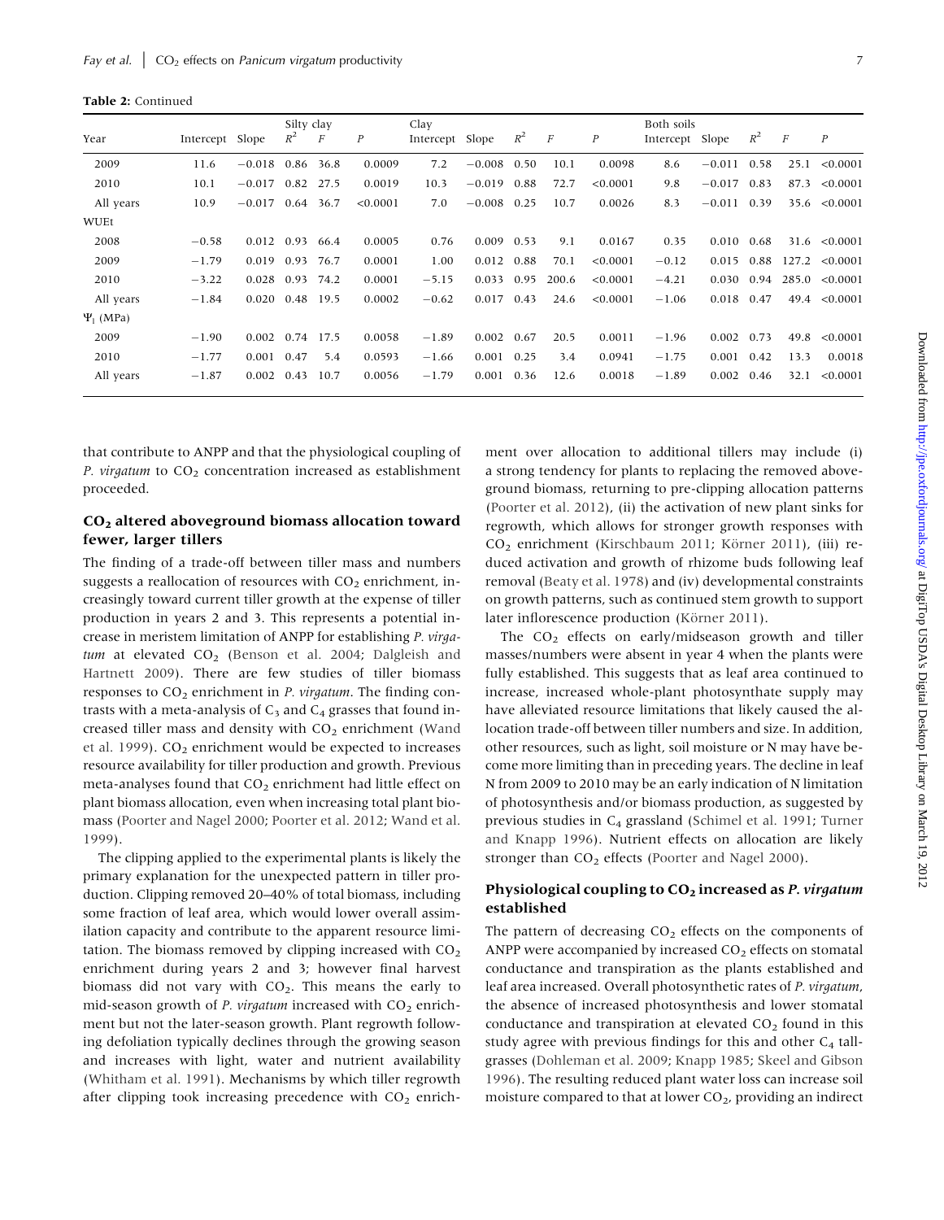**Table 2:** Continued

| Year | Silty clay | | | | | Clay | | | | | Both soils | | | | |
|---|---|---|---|---|---|---|---|---|---|---|---|---|---|---|---|
| | Intercept | Slope | $R^2$ | $F$ | $P$ | Intercept | Slope | $R^2$ | $F$ | $P$ | Intercept | Slope | $R^2$ | $F$ | $P$ |
| 2009 | 11.6 | −0.018 | 0.86 | 36.8 | 0.0009 | 7.2 | −0.008 | 0.50 | 10.1 | 0.0098 | 8.6 | −0.011 | 0.58 | 25.1 | <0.0001 |
| 2010 | 10.1 | −0.017 | 0.82 | 27.5 | 0.0019 | 10.3 | −0.019 | 0.88 | 72.7 | <0.0001 | 9.8 | −0.017 | 0.83 | 87.3 | <0.0001 |
| All years | 10.9 | −0.017 | 0.64 | 36.7 | <0.0001 | 7.0 | −0.008 | 0.25 | 10.7 | 0.0026 | 8.3 | −0.011 | 0.39 | 35.6 | <0.0001 |
| WUEt | | | | | | | | | | | | | | | |
| 2008 | −0.58 | 0.012 | 0.93 | 66.4 | 0.0005 | 0.76 | 0.009 | 0.53 | 9.1 | 0.0167 | 0.35 | 0.010 | 0.68 | 31.6 | <0.0001 |
| 2009 | −1.79 | 0.019 | 0.93 | 76.7 | 0.0001 | 1.00 | 0.012 | 0.88 | 70.1 | <0.0001 | −0.12 | 0.015 | 0.88 | 127.2 | <0.0001 |
| 2010 | −3.22 | 0.028 | 0.93 | 74.2 | 0.0001 | −5.15 | 0.033 | 0.95 | 200.6 | <0.0001 | −4.21 | 0.030 | 0.94 | 285.0 | <0.0001 |
| All years | −1.84 | 0.020 | 0.48 | 19.5 | 0.0002 | −0.62 | 0.017 | 0.43 | 24.6 | <0.0001 | −1.06 | 0.018 | 0.47 | 49.4 | <0.0001 |
| $\Psi_l$ (MPa) | | | | | | | | | | | | | | | |
| 2009 | −1.90 | 0.002 | 0.74 | 17.5 | 0.0058 | −1.89 | 0.002 | 0.67 | 20.5 | 0.0011 | −1.96 | 0.002 | 0.73 | 49.8 | <0.0001 |
| 2010 | −1.77 | 0.001 | 0.47 | 5.4 | 0.0593 | −1.66 | 0.001 | 0.25 | 3.4 | 0.0941 | −1.75 | 0.001 | 0.42 | 13.3 | 0.0018 |
| All years | −1.87 | 0.002 | 0.43 | 10.7 | 0.0056 | −1.79 | 0.001 | 0.36 | 12.6 | 0.0018 | −1.89 | 0.002 | 0.46 | 32.1 | <0.0001 |

that contribute to ANPP and that the physiological coupling of *P. virgatum* to $CO_2$ concentration increased as establishment proceeded.

### $CO_2$ altered aboveground biomass allocation toward fewer, larger tillers

The finding of a trade-off between tiller mass and numbers suggests a reallocation of resources with $CO_2$ enrichment, increasingly toward current tiller growth at the expense of tiller production in years 2 and 3. This represents a potential increase in meristem limitation of ANPP for establishing *P. virgatum* at elevated $CO_2$ (Benson et al. 2004; Dalgleish and Hartnett 2009). There are few studies of tiller biomass responses to $CO_2$ enrichment in *P. virgatum*. The finding contrasts with a meta-analysis of $C_3$ and $C_4$ grasses that found increased tiller mass and density with $CO_2$ enrichment (Wand et al. 1999). $CO_2$ enrichment would be expected to increases resource availability for tiller production and growth. Previous meta-analyses found that $CO_2$ enrichment had little effect on plant biomass allocation, even when increasing total plant biomass (Poorter and Nagel 2000; Poorter et al. 2012; Wand et al. 1999).

The clipping applied to the experimental plants is likely the primary explanation for the unexpected pattern in tiller production. Clipping removed 20–40% of total biomass, including some fraction of leaf area, which would lower overall assimilation capacity and contribute to the apparent resource limitation. The biomass removed by clipping increased with $CO_2$ enrichment during years 2 and 3; however final harvest biomass did not vary with $CO_2$. This means the early to mid-season growth of *P. virgatum* increased with $CO_2$ enrichment but not the later-season growth. Plant regrowth following defoliation typically declines through the growing season and increases with light, water and nutrient availability (Whitham et al. 1991). Mechanisms by which tiller regrowth after clipping took increasing precedence with $CO_2$ enrichment over allocation to additional tillers may include (i) a strong tendency for plants to replacing the removed aboveground biomass, returning to pre-clipping allocation patterns (Poorter et al. 2012), (ii) the activation of new plant sinks for regrowth, which allows for stronger growth responses with $CO_2$ enrichment (Kirschbaum 2011; Körner 2011), (iii) reduced activation and growth of rhizome buds following leaf removal (Beaty et al. 1978) and (iv) developmental constraints on growth patterns, such as continued stem growth to support later inflorescence production (Körner 2011).

The $CO_2$ effects on early/midseason growth and tiller masses/numbers were absent in year 4 when the plants were fully established. This suggests that as leaf area continued to increase, increased whole-plant photosynthate supply may have alleviated resource limitations that likely caused the allocation trade-off between tiller numbers and size. In addition, other resources, such as light, soil moisture or N may have become more limiting than in preceding years. The decline in leaf N from 2009 to 2010 may be an early indication of N limitation of photosynthesis and/or biomass production, as suggested by previous studies in $C_4$ grassland (Schimel et al. 1991; Turner and Knapp 1996). Nutrient effects on allocation are likely stronger than $CO_2$ effects (Poorter and Nagel 2000).

### Physiological coupling to $CO_2$ increased as *P. virgatum* established

The pattern of decreasing $CO_2$ effects on the components of ANPP were accompanied by increased $CO_2$ effects on stomatal conductance and transpiration as the plants established and leaf area increased. Overall photosynthetic rates of *P. virgatum*, the absence of increased photosynthesis and lower stomatal conductance and transpiration at elevated $CO_2$ found in this study agree with previous findings for this and other $C_4$ tallgrasses (Dohleman et al. 2009; Knapp 1985; Skeel and Gibson 1996). The resulting reduced plant water loss can increase soil moisture compared to that at lower $CO_2$, providing an indirect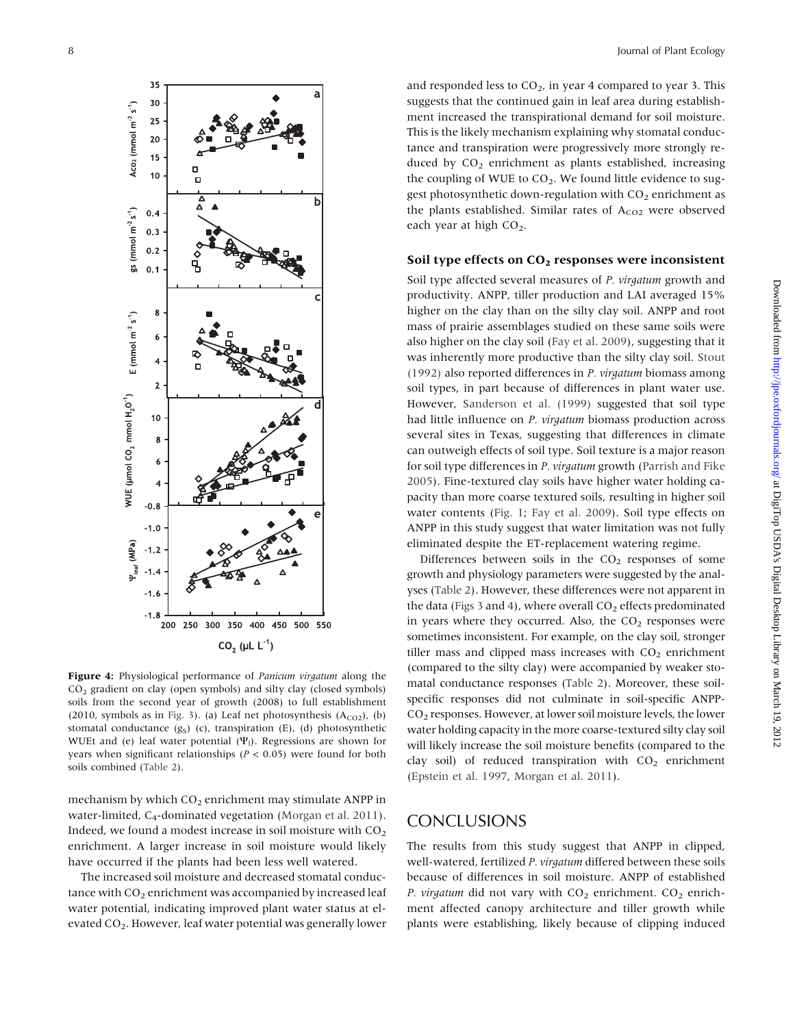**Figure 4:** Physiological performance of *Panicum virgatum* along the $CO_2$ gradient on clay (open symbols) and silty clay (closed symbols) soils from the second year of growth (2008) to full establishment (2010, symbols as in Fig. 3). (a) Leaf net photosynthesis ($A_{CO2}$), (b) stomatal conductance ($g_S$) (c), transpiration (E), (d) photosynthetic WUEt and (e) leaf water potential ($\Psi_l$). Regressions are shown for years when significant relationships ($P < 0.05$) were found for both soils combined (Table 2).

mechanism by which $CO_2$ enrichment may stimulate ANPP in water-limited, $C_4$-dominated vegetation (Morgan et al. 2011). Indeed, we found a modest increase in soil moisture with $CO_2$ enrichment. A larger increase in soil moisture would likely have occurred if the plants had been less well watered.

The increased soil moisture and decreased stomatal conductance with $CO_2$ enrichment was accompanied by increased leaf water potential, indicating improved plant water status at elevated $CO_2$. However, leaf water potential was generally lower and responded less to $CO_2$, in year 4 compared to year 3. This suggests that the continued gain in leaf area during establishment increased the transpirational demand for soil moisture. This is the likely mechanism explaining why stomatal conductance and transpiration were progressively more strongly reduced by $CO_2$ enrichment as plants established, increasing the coupling of WUE to $CO_2$. We found little evidence to suggest photosynthetic down-regulation with $CO_2$ enrichment as the plants established. Similar rates of $A_{CO2}$ were observed each year at high $CO_2$.

### Soil type effects on $CO_2$ responses were inconsistent

Soil type affected several measures of *P. virgatum* growth and productivity. ANPP, tiller production and LAI averaged 15% higher on the clay than on the silty clay soil. ANPP and root mass of prairie assemblages studied on these same soils were also higher on the clay soil (Fay et al. 2009), suggesting that it was inherently more productive than the silty clay soil. Stout (1992) also reported differences in *P. virgatum* biomass among soil types, in part because of differences in plant water use. However, Sanderson et al. (1999) suggested that soil type had little influence on *P. virgatum* biomass production across several sites in Texas, suggesting that differences in climate can outweigh effects of soil type. Soil texture is a major reason for soil type differences in *P. virgatum* growth (Parrish and Fike 2005). Fine-textured clay soils have higher water holding capacity than more coarse textured soils, resulting in higher soil water contents (Fig. 1; Fay et al. 2009). Soil type effects on ANPP in this study suggest that water limitation was not fully eliminated despite the ET-replacement watering regime.

Differences between soils in the $CO_2$ responses of some growth and physiology parameters were suggested by the analyses (Table 2). However, these differences were not apparent in the data (Figs 3 and 4), where overall $CO_2$ effects predominated in years where they occurred. Also, the $CO_2$ responses were sometimes inconsistent. For example, on the clay soil, stronger tiller mass and clipped mass increases with $CO_2$ enrichment (compared to the silty clay) were accompanied by weaker stomatal conductance responses (Table 2). Moreover, these soil-specific responses did not culminate in soil-specific ANPP-$CO_2$ responses. However, at lower soil moisture levels, the lower water holding capacity in the more coarse-textured silty clay soil will likely increase the soil moisture benefits (compared to the clay soil) of reduced transpiration with $CO_2$ enrichment (Epstein et al. 1997, Morgan et al. 2011).

## CONCLUSIONS

The results from this study suggest that ANPP in clipped, well-watered, fertilized *P. virgatum* differed between these soils because of differences in soil moisture. ANPP of established *P. virgatum* did not vary with $CO_2$ enrichment. $CO_2$ enrichment affected canopy architecture and tiller growth while plants were establishing, likely because of clipping induced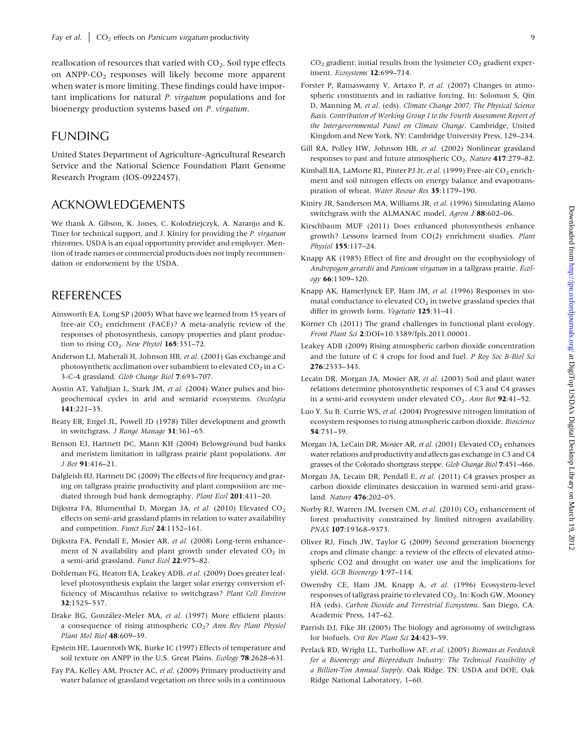reallocation of resources that varied with $CO_2$. Soil type effects on ANPP-$CO_2$ responses will likely become more apparent when water is more limiting. These findings could have important implications for natural *P. virgatum* populations and for bioenergy production systems based on *P. virgatum*.

## FUNDING

United States Department of Agriculture-Agricultural Research Service and the National Science Foundation Plant Genome Research Program (IOS-0922457).

## ACKNOWLEDGEMENTS

We thank A. Gibson, K. Jones, C. Kolodziejczyk, A. Naranjo and K. Tiner for technical support, and J. Kiniry for providing the *P. virgatum* rhizomes. USDA is an equal opportunity provider and employer. Mention of trade names or commercial products does not imply recommendation or endorsement by the USDA.

## REFERENCES

Ainsworth EA, Long SP (2005) What have we learned from 15 years of free-air $CO_2$ enrichment (FACE)? A meta-analytic review of the responses of photosynthesis, canopy properties and plant production to rising $CO_2$. *New Phytol* **165**:351–72.

Anderson LJ, Maherali H, Johnson HB, *et al.* (2001) Gas exchange and photosynthetic acclimation over subambient to elevated $CO_2$ in a C-3-C-4 grassland. *Glob Change Biol* **7**:693–707.

Austin AT, Yahdjian L, Stark JM, *et al.* (2004) Water pulses and biogeochemical cycles in arid and semiarid ecosystems. *Oecologia* **141**:221–35.

Beaty ER, Engel JL, Powell JD (1978) Tiller development and growth in switchgrass. *J Range Manage* **31**:361–65.

Benson EJ, Hartnett DC, Mann KH (2004) Belowground bud banks and meristem limitation in tallgrass prairie plant populations. *Am J Bot* **91**:416–21.

Dalgleish HJ, Hartnett DC (2009) The effects of fire frequency and grazing on tallgrass prairie productivity and plant composition are mediated through bud bank demography. *Plant Ecol* **201**:411–20.

Dijkstra FA, Blumenthal D, Morgan JA, *et al.* (2010) Elevated $CO_2$ effects on semi-arid grassland plants in relation to water availability and competition. *Funct Ecol* **24**:1152–161.

Dijkstra FA, Pendall E, Mosier AR, *et al.* (2008) Long-term enhancement of N availability and plant growth under elevated $CO_2$ in a semi-arid grassland. *Funct Ecol* **22**:975–82.

Dohleman FG, Heaton EA, Leakey ADB, *et al.* (2009) Does greater leaf-level photosynthesis explain the larger solar energy conversion efficiency of Miscanthus relative to switchgrass? *Plant Cell Environ* **32**:1525–537.

Drake BG, González-Meler MA, *et al.* (1997) More efficient plants: a consequence of rising atmospheric $CO_2$? *Ann Rev Plant Physiol Plant Mol Biol* **48**:609–39.

Epstein HE, Lauenroth WK, Burke IC (1997) Effects of temperature and soil texture on ANPP in the U.S. Great Plains. *Ecology* **78**:2628–631.

Fay PA, Kelley AM, Procter AC, *et al.* (2009) Primary productivity and water balance of grassland vegetation on three soils in a continuous $CO_2$ gradient: initial results from the lysimeter $CO_2$ gradient experiment. *Ecosystems* **12**:699–714.

Forster P, Ramaswamy V, Artaxo P, *et al.* (2007) Changes in atmospheric constituents and in radiative forcing. In: Solomon S, Qin D, Manning M, *et al.* (eds). *Climate Change 2007: The Physical Science Basis. Contribution of Working Group I to the Fourth Assessment Report of the Intergovernmental Panel on Climate Change*. Cambridge, United Kingdom and New York, NY: Cambridge University Press, 129–234.

Gill RA, Polley HW, Johnson HB, *et al.* (2002) Nonlinear grassland responses to past and future atmospheric $CO_2$. *Nature* **417**:279–82.

Kimball BA, LaMorte RL, Pinter PJ Jr, *et al.* (1999) Free-air $CO_2$ enrichment and soil nitrogen effects on energy balance and evapotranspiration of wheat. *Water Resour Res* **35**:1179–190.

Kiniry JR, Sanderson MA, Williams JR, *et al.* (1996) Simulating Alamo switchgrass with the ALMANAC model. *Agron J* **88**:602–06.

Kirschbaum MUF (2011) Does enhanced photosynthesis enhance growth? Lessons learned from CO(2) enrichment studies. *Plant Physiol* **155**:117–24.

Knapp AK (1985) Effect of fire and drought on the ecophysiology of *Andropogon gerardii* and *Panicum virgatum* in a tallgrass prairie. *Ecology* **66**:1309–320.

Knapp AK, Hamerlynck EP, Ham JM, *et al.* (1996) Responses in stomatal conductance to elevated $CO_2$ in twelve grassland species that differ in growth form. *Vegetatio* **125**:31–41.

Körner Ch (2011) The grand challenges in functional plant ecology. *Front Plant Sci* **2**:DOI=10.3389/fpls.2011.00001.

Leakey ADB (2009) Rising atmospheric carbon dioxide concentration and the future of C 4 crops for food and fuel. *P Roy Soc B-Biol Sci* **276**:2333–343.

Lecain DR, Morgan JA, Mosier AR, *et al.* (2003) Soil and plant water relations determine photosynthetic responses of C3 and C4 grasses in a semi-arid ecosystem under elevated $CO_2$. *Ann Bot* **92**:41–52.

Luo Y, Su B, Currie WS, *et al.* (2004) Progressive nitrogen limitation of ecosystem responses to rising atmospheric carbon dioxide. *Bioscience* **54**:731–39.

Morgan JA, LeCain DR, Mosier AR, *et al.* (2001) Elevated $CO_2$ enhances water relations and productivity and affects gas exchange in C3 and C4 grasses of the Colorado shortgrass steppe. *Glob Change Biol* **7**:451–466.

Morgan JA, Lecain DR, Pendall E, *et al.* (2011) C4 grasses prosper as carbon dioxide eliminates desiccation in warmed semi-arid grassland. *Nature* **476**:202–05.

Norby RJ, Warren JM, Iversen CM, *et al.* (2010) $CO_2$ enhancement of forest productivity constrained by limited nitrogen availability. *PNAS* **107**:19368–9373.

Oliver RJ, Finch JW, Taylor G (2009) Second generation bioenergy crops and climate change: a review of the effects of elevated atmospheric CO2 and drought on water use and the implications for yield. *GCB Bioenergy* **1**:97–114.

Owensby CE, Ham JM, Knapp A, *et al.* (1996) Ecosystem-level responses of tallgrass prairie to elevated $CO_2$. In: Koch GW, Mooney HA (eds). *Carbon Dioxide and Terrestrial Ecosystems*. San Diego, CA: Academic Press, 147–62.

Parrish DJ, Fike JH (2005) The biology and agronomy of switchgrass for biofuels. *Crit Rev Plant Sci* **24**:423–59.

Perlack RD, Wright LL, Turhollow AF, *et al.* (2005) *Biomass as Feedstock for a Bioenergy and Bioproducts Industry: The Technical Feasibility of a Billion-Ton Annual Supply*. Oak Ridge, TN: USDA and DOE, Oak Ridge National Laboratory, 1–60.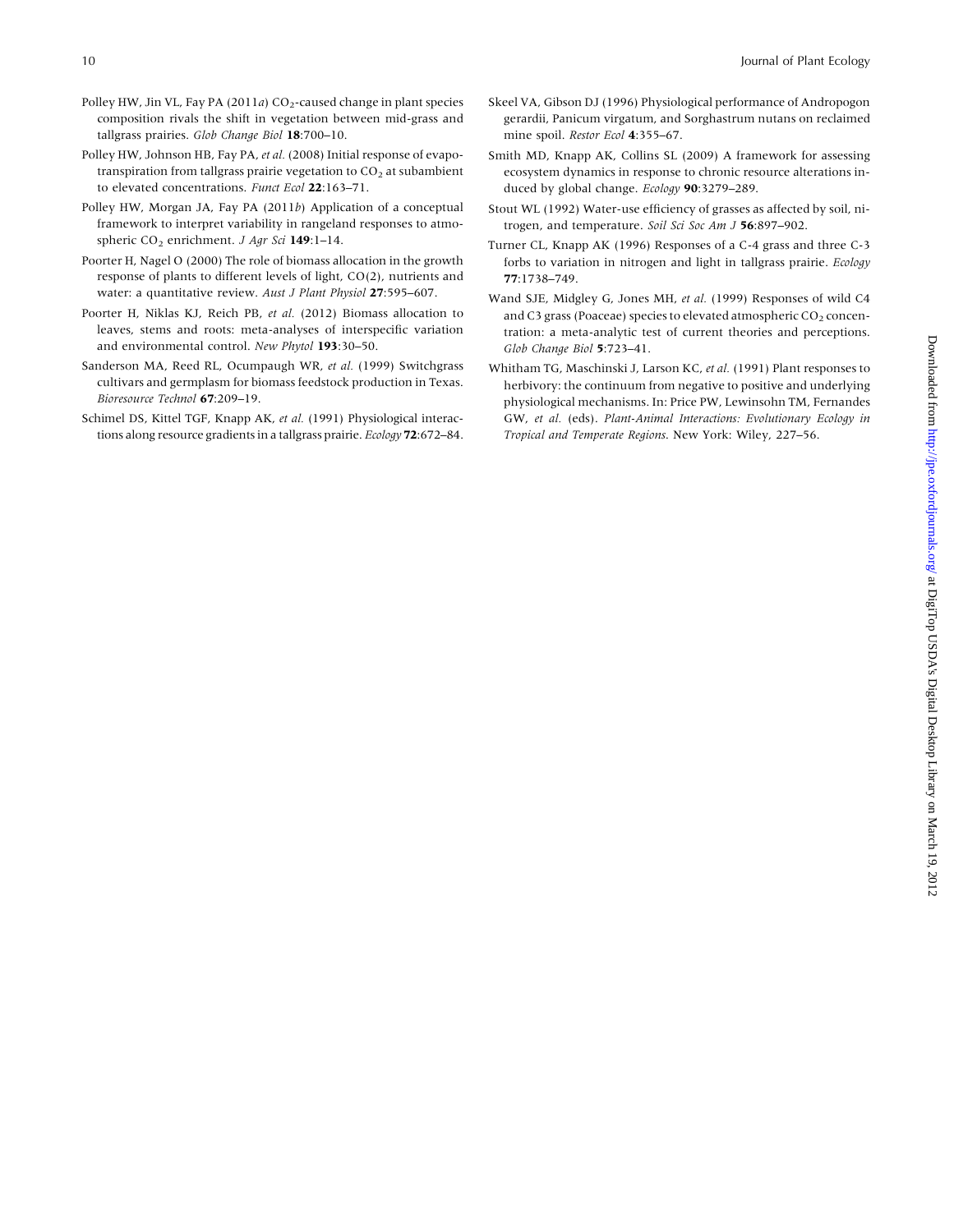Polley HW, Jin VL, Fay PA (2011*a*) $CO_2$-caused change in plant species composition rivals the shift in vegetation between mid-grass and tallgrass prairies. *Glob Change Biol* **18**:700–10.

Polley HW, Johnson HB, Fay PA, *et al.* (2008) Initial response of evapotranspiration from tallgrass prairie vegetation to $CO_2$ at subambient to elevated concentrations. *Funct Ecol* **22**:163–71.

Polley HW, Morgan JA, Fay PA (2011*b*) Application of a conceptual framework to interpret variability in rangeland responses to atmospheric $CO_2$ enrichment. *J Agr Sci* **149**:1–14.

Poorter H, Nagel O (2000) The role of biomass allocation in the growth response of plants to different levels of light, CO(2), nutrients and water: a quantitative review. *Aust J Plant Physiol* **27**:595–607.

Poorter H, Niklas KJ, Reich PB, *et al.* (2012) Biomass allocation to leaves, stems and roots: meta-analyses of interspecific variation and environmental control. *New Phytol* **193**:30–50.

Sanderson MA, Reed RL, Ocumpaugh WR, *et al.* (1999) Switchgrass cultivars and germplasm for biomass feedstock production in Texas. *Bioresource Technol* **67**:209–19.

Schimel DS, Kittel TGF, Knapp AK, *et al.* (1991) Physiological interactions along resource gradients in a tallgrass prairie. *Ecology* **72**:672–84.

Skeel VA, Gibson DJ (1996) Physiological performance of Andropogon gerardii, Panicum virgatum, and Sorghastrum nutans on reclaimed mine spoil. *Restor Ecol* **4**:355–67.

Smith MD, Knapp AK, Collins SL (2009) A framework for assessing ecosystem dynamics in response to chronic resource alterations induced by global change. *Ecology* **90**:3279–289.

Stout WL (1992) Water-use efficiency of grasses as affected by soil, nitrogen, and temperature. *Soil Sci Soc Am J* **56**:897–902.

Turner CL, Knapp AK (1996) Responses of a C-4 grass and three C-3 forbs to variation in nitrogen and light in tallgrass prairie. *Ecology* **77**:1738–749.

Wand SJE, Midgley G, Jones MH, *et al.* (1999) Responses of wild C4 and C3 grass (Poaceae) species to elevated atmospheric $CO_2$ concentration: a meta-analytic test of current theories and perceptions. *Glob Change Biol* **5**:723–41.

Whitham TG, Maschinski J, Larson KC, *et al.* (1991) Plant responses to herbivory: the continuum from negative to positive and underlying physiological mechanisms. In: Price PW, Lewinsohn TM, Fernandes GW, *et al.* (eds). *Plant-Animal Interactions: Evolutionary Ecology in Tropical and Temperate Regions.* New York: Wiley, 227–56.